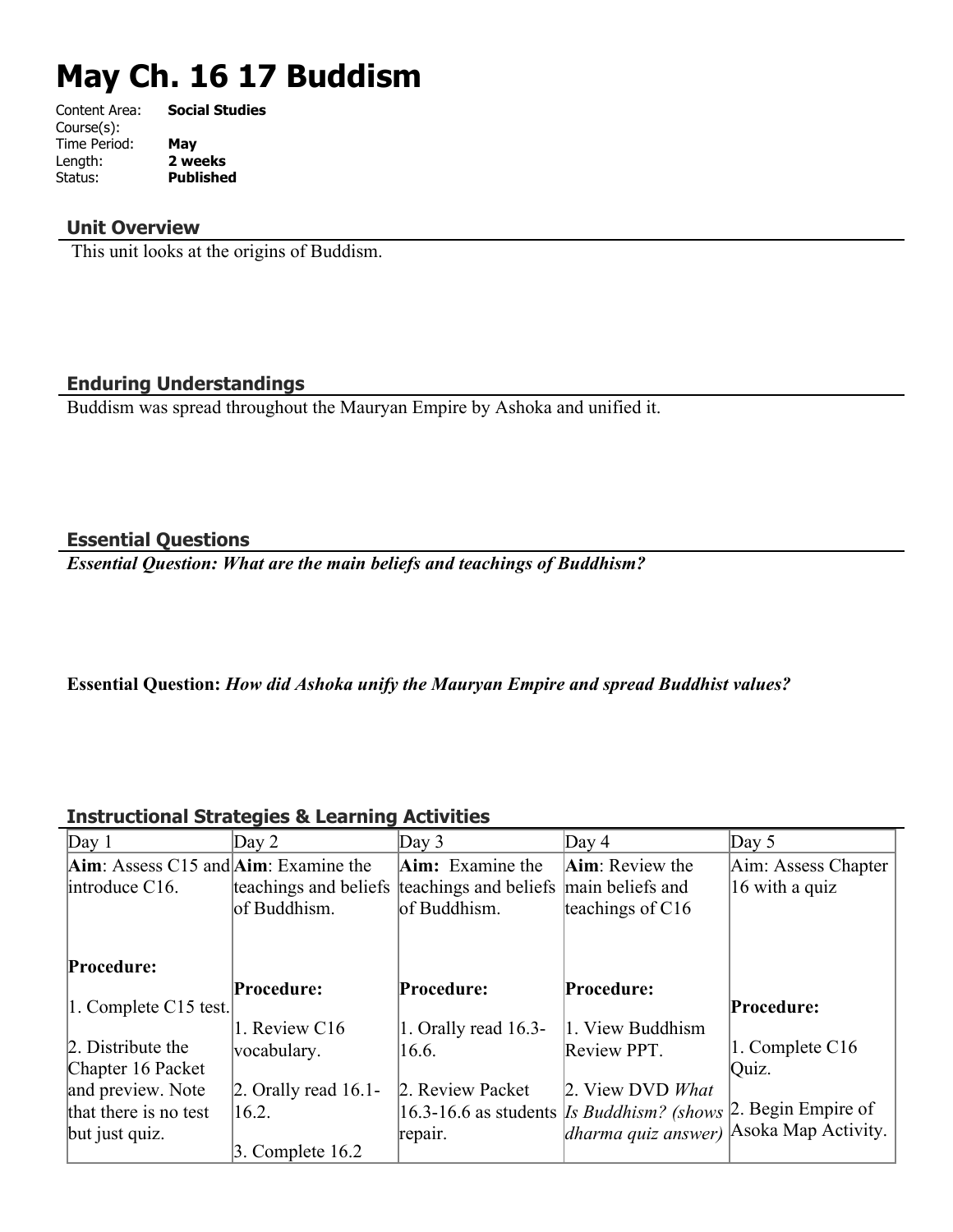# May Ch. 16 17 Buddism

Content Area: **Social Studies**
Course(s):
Time Period: **May**
Length: **2 weeks**
Status: **Published**

## Unit Overview

This unit looks at the origins of Buddism.

## Enduring Understandings

Buddism was spread throughout the Mauryan Empire by Ashoka and unified it.

## Essential Questions

***Essential Question: What are the main beliefs and teachings of Buddhism?***

**Essential Question:** ***How did Ashoka unify the Mauryan Empire and spread Buddhist values?***

## Instructional Strategies & Learning Activities

| Day 1 | Day 2 | Day 3 | Day 4 | Day 5 |
|---|---|---|---|---|
| **Aim**: Assess C15 and introduce C16.<br><br>**Procedure:**<br>1. Complete C15 test.<br>2. Distribute the Chapter 16 Packet and preview. Note that there is no test but just quiz. | **Aim**: Examine the teachings and beliefs of Buddhism.<br><br>**Procedure:**<br>1. Review C16 vocabulary.<br>2. Orally read 16.1-16.2.<br>3. Complete 16.2 | **Aim:** Examine the teachings and beliefs of Buddhism.<br><br>**Procedure:**<br>1. Orally read 16.3-16.6.<br>2. Review Packet 16.3-16.6 as students repair. | **Aim**: Review the main beliefs and teachings of C16<br><br>**Procedure:**<br>1. View Buddhism Review PPT.<br>2. View DVD *What Is Buddhism? (shows dharma quiz answer)* | Aim: Assess Chapter 16 with a quiz<br><br>**Procedure:**<br>1. Complete C16 Quiz.<br>2. Begin Empire of Asoka Map Activity. |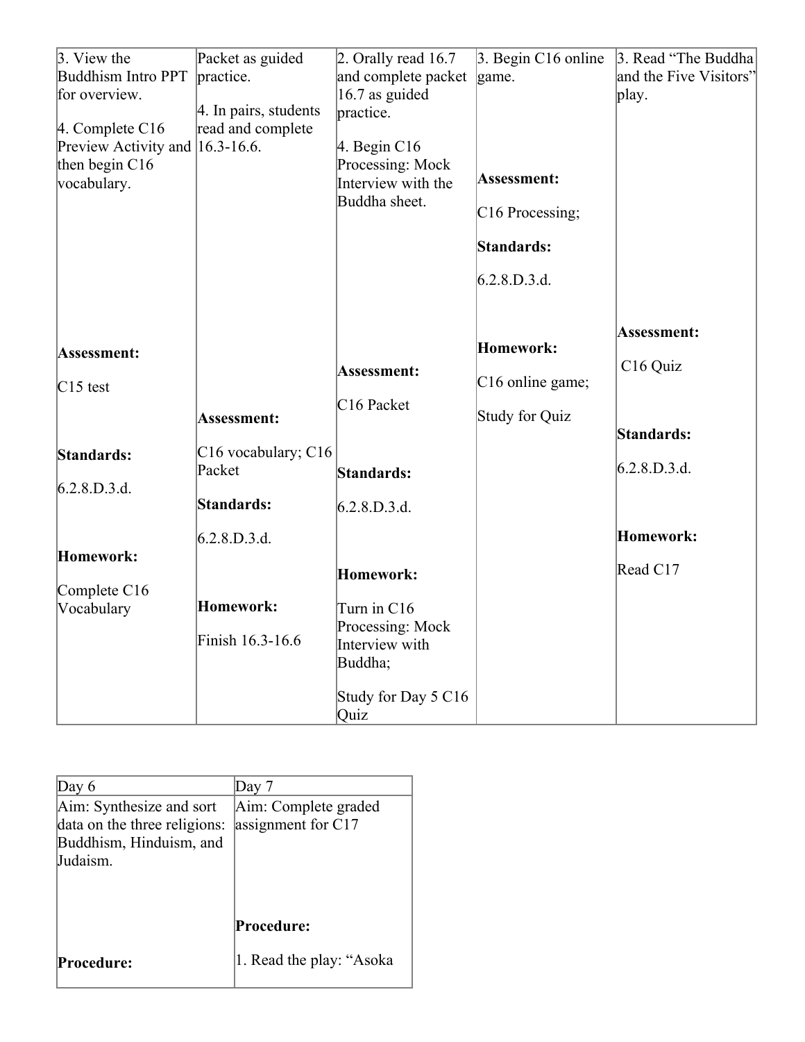| | | | | |
|---|---|---|---|---|
| 3. View the Buddhism Intro PPT for overview.<br><br>4. Complete C16 Preview Activity and then begin C16 vocabulary.<br><br>**Assessment:**<br><br>C15 test<br><br>**Standards:**<br><br>6.2.8.D.3.d.<br><br>**Homework:**<br><br>Complete C16 Vocabulary | Packet as guided practice.<br><br>4. In pairs, students read and complete 16.3-16.6.<br><br>**Assessment:**<br><br>C16 vocabulary; C16 Packet<br><br>**Standards:**<br><br>6.2.8.D.3.d.<br><br>**Homework:**<br><br>Finish 16.3-16.6 | 2. Orally read 16.7 and complete packet 16.7 as guided practice.<br><br>4. Begin C16 Processing: Mock Interview with the Buddha sheet.<br><br>**Assessment:**<br><br>C16 Packet<br><br>**Standards:**<br><br>6.2.8.D.3.d.<br><br>**Homework:**<br><br>Turn in C16 Processing: Mock Interview with Buddha;<br><br>Study for Day 5 C16 Quiz | 3. Begin C16 online game.<br><br>**Assessment:**<br><br>C16 Processing;<br><br>**Standards:**<br><br>6.2.8.D.3.d.<br><br>**Homework:**<br><br>C16 online game;<br><br>Study for Quiz | 3. Read "The Buddha and the Five Visitors" play.<br><br>**Assessment:**<br><br>C16 Quiz<br><br>**Standards:**<br><br>6.2.8.D.3.d.<br><br>**Homework:**<br><br>Read C17 |

| Day 6 | Day 7 |
|---|---|
| Aim: Synthesize and sort data on the three religions: Buddhism, Hinduism, and Judaism.<br><br>**Procedure:** | Aim: Complete graded assignment for C17<br><br>**Procedure:**<br><br>1. Read the play: "Asoka |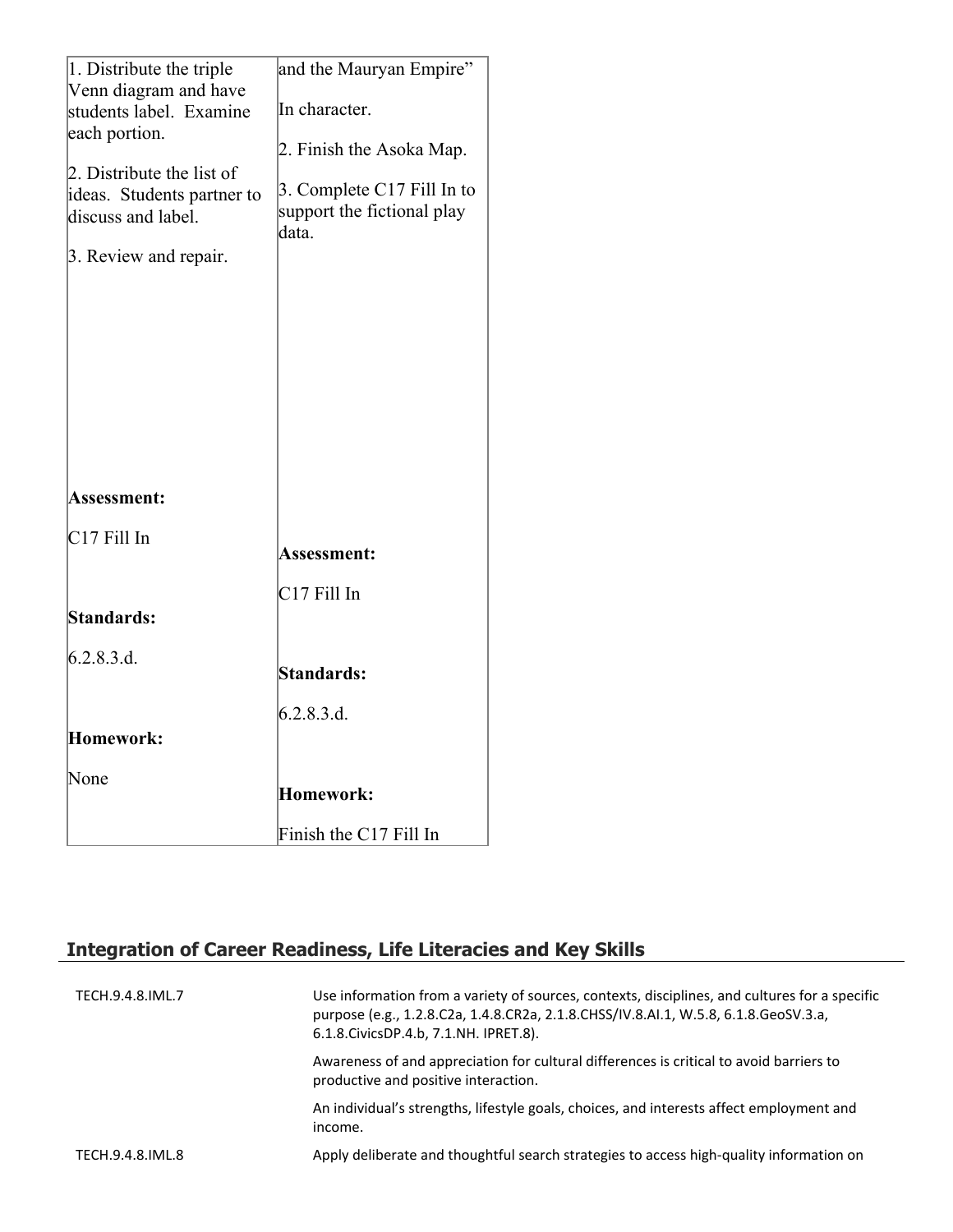| | |
|---|---|
| 1. Distribute the triple Venn diagram and have students label. Examine each portion.<br><br>2. Distribute the list of ideas. Students partner to discuss and label.<br><br>3. Review and repair.<br><br>**Assessment:**<br><br>C17 Fill In<br><br>**Standards:**<br><br>6.2.8.3.d.<br><br>**Homework:**<br><br>None | and the Mauryan Empire"<br><br>In character.<br><br>2. Finish the Asoka Map.<br><br>3. Complete C17 Fill In to support the fictional play data.<br><br>**Assessment:**<br><br>C17 Fill In<br><br>**Standards:**<br><br>6.2.8.3.d.<br><br>**Homework:**<br><br>Finish the C17 Fill In |

## Integration of Career Readiness, Life Literacies and Key Skills

| | |
|---|---|
| TECH.9.4.8.IML.7 | Use information from a variety of sources, contexts, disciplines, and cultures for a specific purpose (e.g., 1.2.8.C2a, 1.4.8.CR2a, 2.1.8.CHSS/IV.8.AI.1, W.5.8, 6.1.8.GeoSV.3.a, 6.1.8.CivicsDP.4.b, 7.1.NH. IPRET.8). |
| | Awareness of and appreciation for cultural differences is critical to avoid barriers to productive and positive interaction. |
| | An individual's strengths, lifestyle goals, choices, and interests affect employment and income. |
| TECH.9.4.8.IML.8 | Apply deliberate and thoughtful search strategies to access high-quality information on |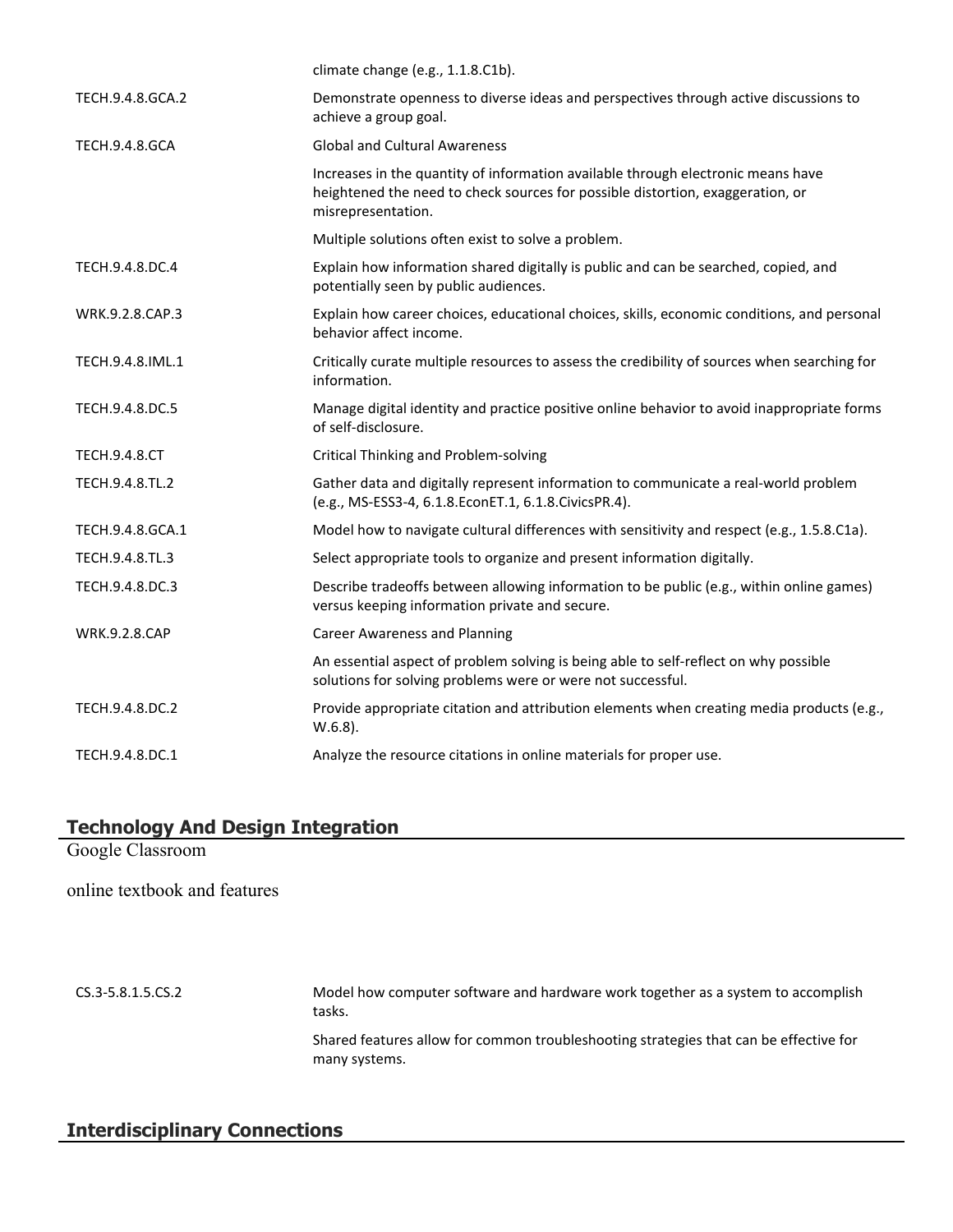| | |
|---|---|
| | climate change (e.g., 1.1.8.C1b). |
| TECH.9.4.8.GCA.2 | Demonstrate openness to diverse ideas and perspectives through active discussions to achieve a group goal. |
| TECH.9.4.8.GCA | Global and Cultural Awareness |
| | Increases in the quantity of information available through electronic means have heightened the need to check sources for possible distortion, exaggeration, or misrepresentation. |
| | Multiple solutions often exist to solve a problem. |
| TECH.9.4.8.DC.4 | Explain how information shared digitally is public and can be searched, copied, and potentially seen by public audiences. |
| WRK.9.2.8.CAP.3 | Explain how career choices, educational choices, skills, economic conditions, and personal behavior affect income. |
| TECH.9.4.8.IML.1 | Critically curate multiple resources to assess the credibility of sources when searching for information. |
| TECH.9.4.8.DC.5 | Manage digital identity and practice positive online behavior to avoid inappropriate forms of self-disclosure. |
| TECH.9.4.8.CT | Critical Thinking and Problem-solving |
| TECH.9.4.8.TL.2 | Gather data and digitally represent information to communicate a real-world problem (e.g., MS-ESS3-4, 6.1.8.EconET.1, 6.1.8.CivicsPR.4). |
| TECH.9.4.8.GCA.1 | Model how to navigate cultural differences with sensitivity and respect (e.g., 1.5.8.C1a). |
| TECH.9.4.8.TL.3 | Select appropriate tools to organize and present information digitally. |
| TECH.9.4.8.DC.3 | Describe tradeoffs between allowing information to be public (e.g., within online games) versus keeping information private and secure. |
| WRK.9.2.8.CAP | Career Awareness and Planning |
| | An essential aspect of problem solving is being able to self-reflect on why possible solutions for solving problems were or were not successful. |
| TECH.9.4.8.DC.2 | Provide appropriate citation and attribution elements when creating media products (e.g., W.6.8). |
| TECH.9.4.8.DC.1 | Analyze the resource citations in online materials for proper use. |

## Technology And Design Integration

Google Classroom

online textbook and features

| | |
|---|---|
| CS.3-5.8.1.5.CS.2 | Model how computer software and hardware work together as a system to accomplish tasks. |
| | Shared features allow for common troubleshooting strategies that can be effective for many systems. |

## Interdisciplinary Connections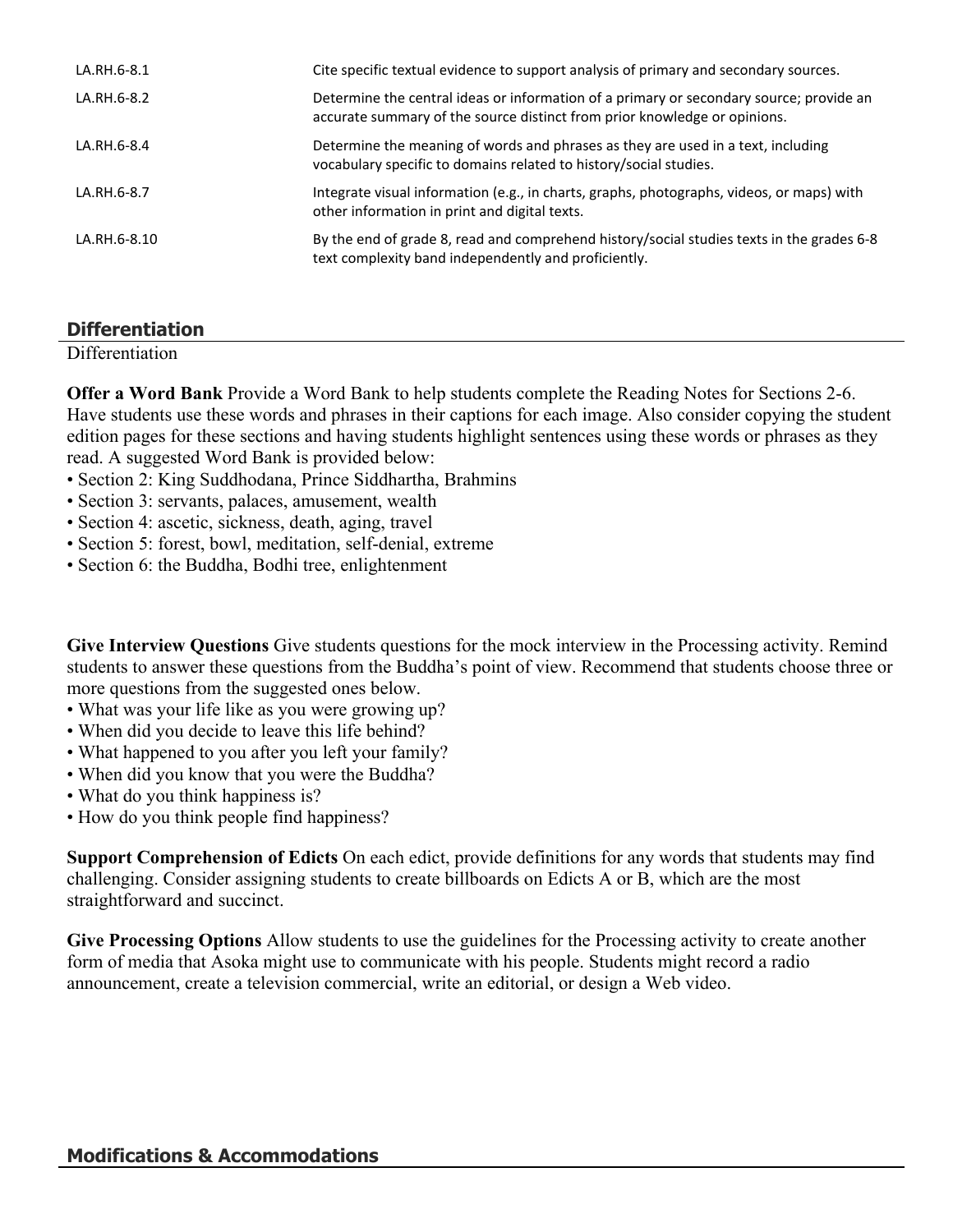| | |
|---|---|
| LA.RH.6-8.1 | Cite specific textual evidence to support analysis of primary and secondary sources. |
| LA.RH.6-8.2 | Determine the central ideas or information of a primary or secondary source; provide an accurate summary of the source distinct from prior knowledge or opinions. |
| LA.RH.6-8.4 | Determine the meaning of words and phrases as they are used in a text, including vocabulary specific to domains related to history/social studies. |
| LA.RH.6-8.7 | Integrate visual information (e.g., in charts, graphs, photographs, videos, or maps) with other information in print and digital texts. |
| LA.RH.6-8.10 | By the end of grade 8, read and comprehend history/social studies texts in the grades 6-8 text complexity band independently and proficiently. |

## Differentiation

Differentiation

**Offer a Word Bank** Provide a Word Bank to help students complete the Reading Notes for Sections 2-6. Have students use these words and phrases in their captions for each image. Also consider copying the student edition pages for these sections and having students highlight sentences using these words or phrases as they read. A suggested Word Bank is provided below:

- Section 2: King Suddhodana, Prince Siddhartha, Brahmins
- Section 3: servants, palaces, amusement, wealth
- Section 4: ascetic, sickness, death, aging, travel
- Section 5: forest, bowl, meditation, self-denial, extreme
- Section 6: the Buddha, Bodhi tree, enlightenment

**Give Interview Questions** Give students questions for the mock interview in the Processing activity. Remind students to answer these questions from the Buddha's point of view. Recommend that students choose three or more questions from the suggested ones below.

- What was your life like as you were growing up?
- When did you decide to leave this life behind?
- What happened to you after you left your family?
- When did you know that you were the Buddha?
- What do you think happiness is?
- How do you think people find happiness?

**Support Comprehension of Edicts** On each edict, provide definitions for any words that students may find challenging. Consider assigning students to create billboards on Edicts A or B, which are the most straightforward and succinct.

**Give Processing Options** Allow students to use the guidelines for the Processing activity to create another form of media that Asoka might use to communicate with his people. Students might record a radio announcement, create a television commercial, write an editorial, or design a Web video.

## Modifications & Accommodations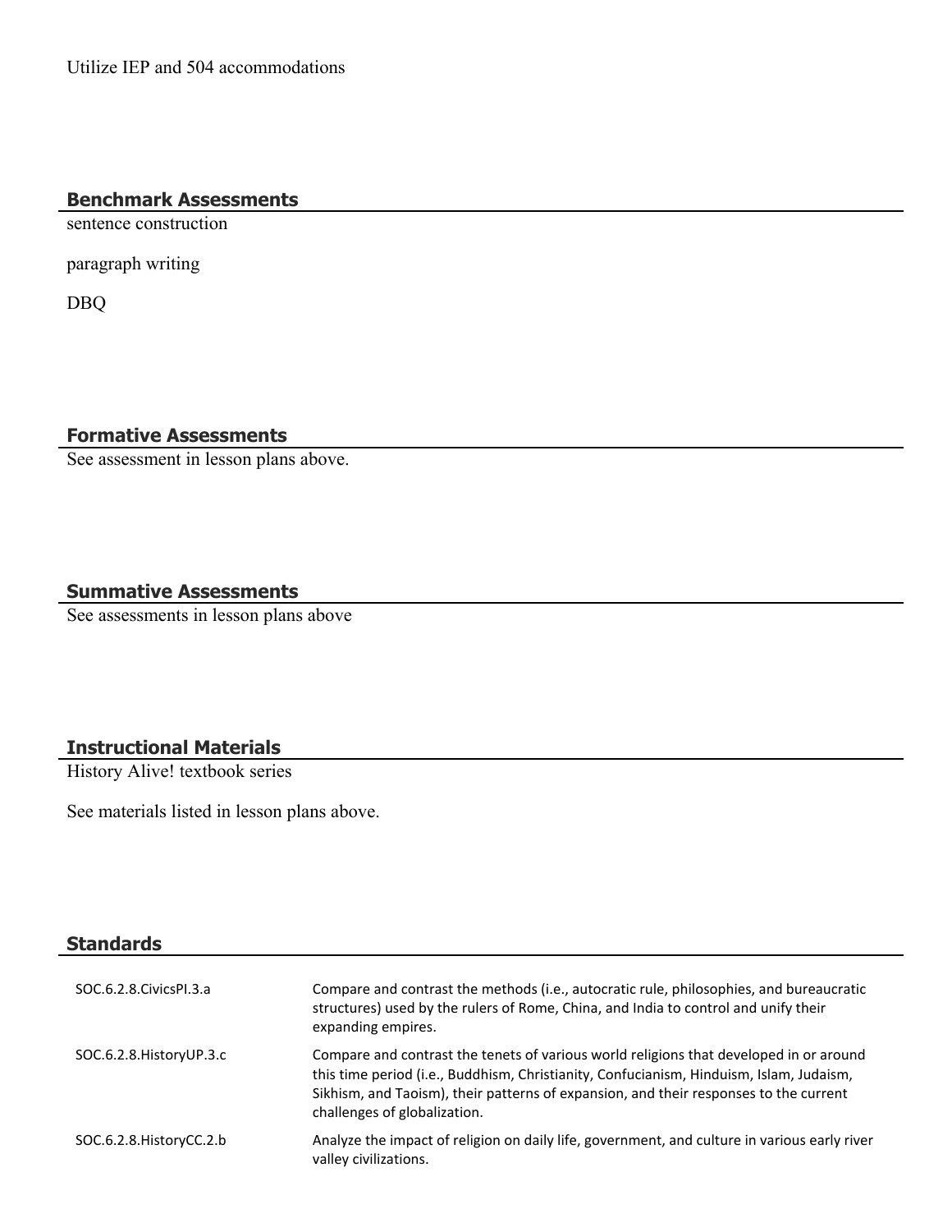Utilize IEP and 504 accommodations

## Benchmark Assessments

sentence construction

paragraph writing

DBQ

## Formative Assessments

See assessment in lesson plans above.

## Summative Assessments

See assessments in lesson plans above

## Instructional Materials

History Alive! textbook series

See materials listed in lesson plans above.

## Standards

| | |
|---|---|
| SOC.6.2.8.CivicsPI.3.a | Compare and contrast the methods (i.e., autocratic rule, philosophies, and bureaucratic structures) used by the rulers of Rome, China, and India to control and unify their expanding empires. |
| SOC.6.2.8.HistoryUP.3.c | Compare and contrast the tenets of various world religions that developed in or around this time period (i.e., Buddhism, Christianity, Confucianism, Hinduism, Islam, Judaism, Sikhism, and Taoism), their patterns of expansion, and their responses to the current challenges of globalization. |
| SOC.6.2.8.HistoryCC.2.b | Analyze the impact of religion on daily life, government, and culture in various early river valley civilizations. |